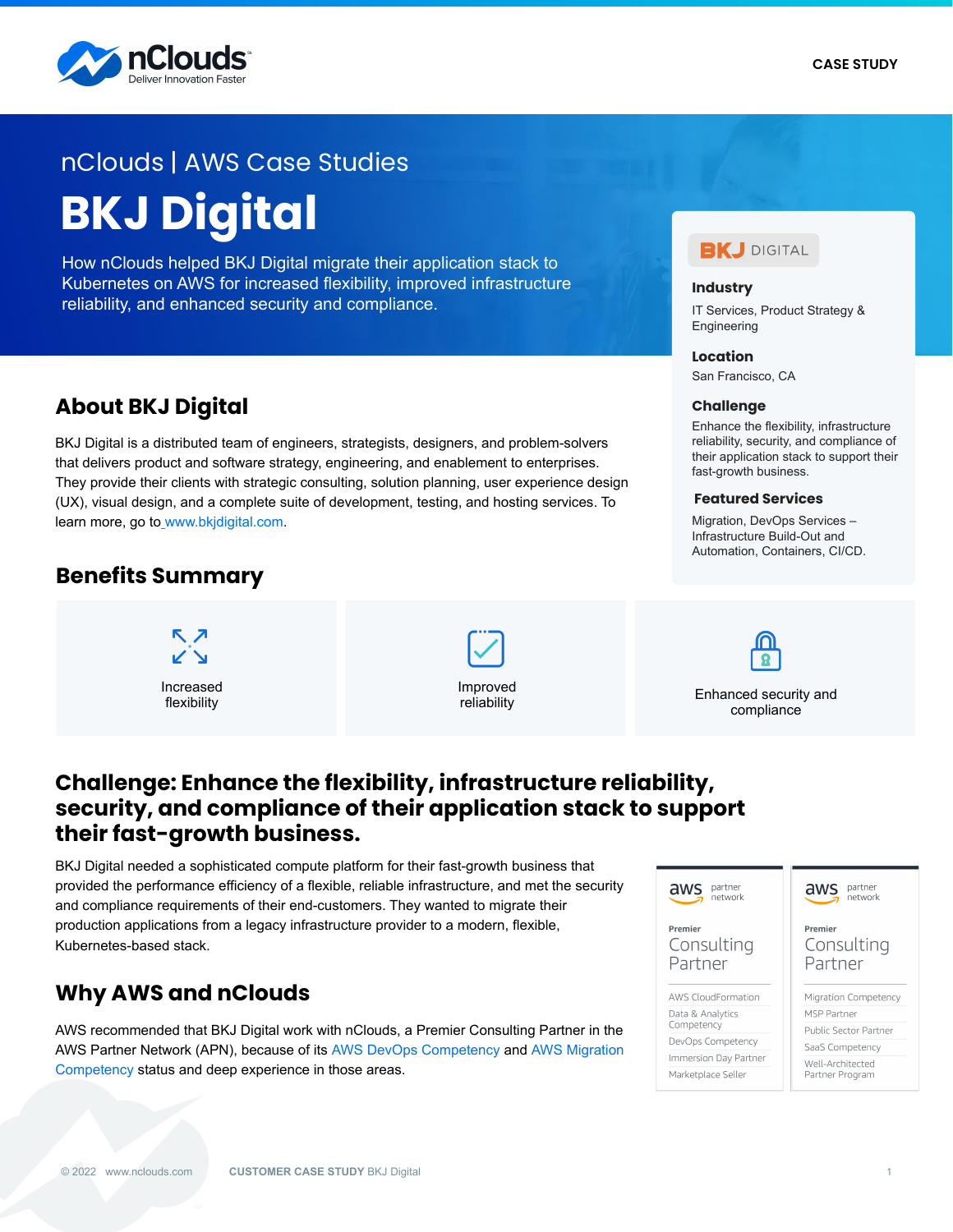nClouds | AWS Case Studies

# BKJ Digital

How nClouds helped BKJ Digital migrate their application stack to Kubernetes on AWS for increased flexibility, improved infrastructure reliability, and enhanced security and compliance.

**Industry**
IT Services, Product Strategy & Engineering

**Location**
San Francisco, CA

**Challenge**
Enhance the flexibility, infrastructure reliability, security, and compliance of their application stack to support their fast-growth business.

**Featured Services**
Migration, DevOps Services – Infrastructure Build-Out and Automation, Containers, CI/CD.

## About BKJ Digital

BKJ Digital is a distributed team of engineers, strategists, designers, and problem-solvers that delivers product and software strategy, engineering, and enablement to enterprises. They provide their clients with strategic consulting, solution planning, user experience design (UX), visual design, and a complete suite of development, testing, and hosting services. To learn more, go to www.bkjdigital.com.

## Benefits Summary

- Increased flexibility
- Improved reliability
- Enhanced security and compliance

## Challenge: Enhance the flexibility, infrastructure reliability, security, and compliance of their application stack to support their fast-growth business.

BKJ Digital needed a sophisticated compute platform for their fast-growth business that provided the performance efficiency of a flexible, reliable infrastructure, and met the security and compliance requirements of their end-customers. They wanted to migrate their production applications from a legacy infrastructure provider to a modern, flexible, Kubernetes-based stack.

## Why AWS and nClouds

AWS recommended that BKJ Digital work with nClouds, a Premier Consulting Partner in the AWS Partner Network (APN), because of its AWS DevOps Competency and AWS Migration Competency status and deep experience in those areas.

aws partner network — Premier Consulting Partner
- AWS CloudFormation
- Data & Analytics Competency
- DevOps Competency
- Immersion Day Partner
- Marketplace Seller

aws partner network — Premier Consulting Partner
- Migration Competency
- MSP Partner
- Public Sector Partner
- SaaS Competency
- Well-Architected Partner Program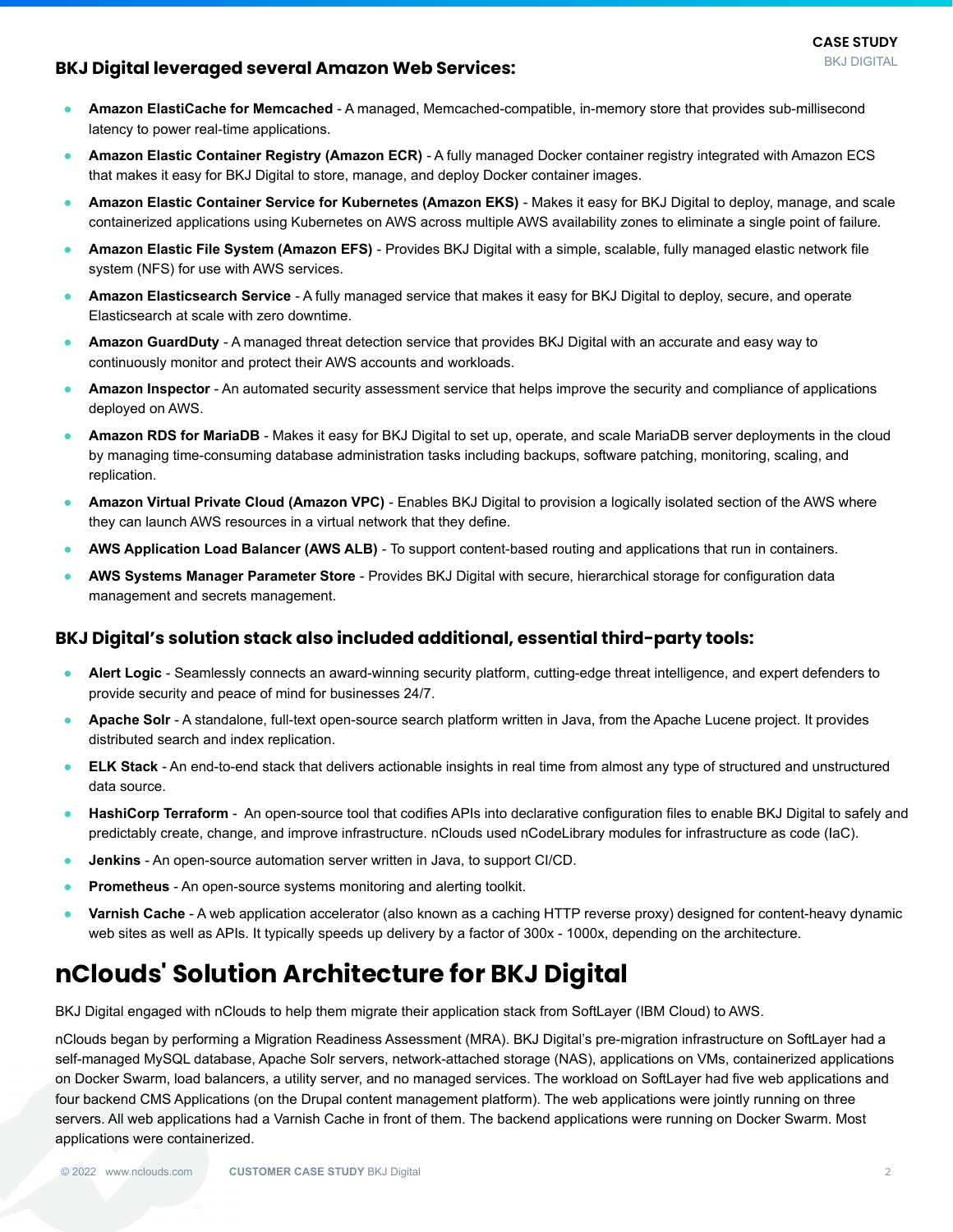### BKJ Digital leveraged several Amazon Web Services:

- **Amazon ElastiCache for Memcached** - A managed, Memcached-compatible, in-memory store that provides sub-millisecond latency to power real-time applications.
- **Amazon Elastic Container Registry (Amazon ECR)** - A fully managed Docker container registry integrated with Amazon ECS that makes it easy for BKJ Digital to store, manage, and deploy Docker container images.
- **Amazon Elastic Container Service for Kubernetes (Amazon EKS)** - Makes it easy for BKJ Digital to deploy, manage, and scale containerized applications using Kubernetes on AWS across multiple AWS availability zones to eliminate a single point of failure.
- **Amazon Elastic File System (Amazon EFS)** - Provides BKJ Digital with a simple, scalable, fully managed elastic network file system (NFS) for use with AWS services.
- **Amazon Elasticsearch Service** - A fully managed service that makes it easy for BKJ Digital to deploy, secure, and operate Elasticsearch at scale with zero downtime.
- **Amazon GuardDuty** - A managed threat detection service that provides BKJ Digital with an accurate and easy way to continuously monitor and protect their AWS accounts and workloads.
- **Amazon Inspector** - An automated security assessment service that helps improve the security and compliance of applications deployed on AWS.
- **Amazon RDS for MariaDB** - Makes it easy for BKJ Digital to set up, operate, and scale MariaDB server deployments in the cloud by managing time-consuming database administration tasks including backups, software patching, monitoring, scaling, and replication.
- **Amazon Virtual Private Cloud (Amazon VPC)** - Enables BKJ Digital to provision a logically isolated section of the AWS where they can launch AWS resources in a virtual network that they define.
- **AWS Application Load Balancer (AWS ALB)** - To support content-based routing and applications that run in containers.
- **AWS Systems Manager Parameter Store** - Provides BKJ Digital with secure, hierarchical storage for configuration data management and secrets management.

### BKJ Digital's solution stack also included additional, essential third-party tools:

- **Alert Logic** - Seamlessly connects an award-winning security platform, cutting-edge threat intelligence, and expert defenders to provide security and peace of mind for businesses 24/7.
- **Apache Solr** - A standalone, full-text open-source search platform written in Java, from the Apache Lucene project. It provides distributed search and index replication.
- **ELK Stack** - An end-to-end stack that delivers actionable insights in real time from almost any type of structured and unstructured data source.
- **HashiCorp Terraform** - An open-source tool that codifies APIs into declarative configuration files to enable BKJ Digital to safely and predictably create, change, and improve infrastructure. nClouds used nCodeLibrary modules for infrastructure as code (IaC).
- **Jenkins** - An open-source automation server written in Java, to support CI/CD.
- **Prometheus** - An open-source systems monitoring and alerting toolkit.
- **Varnish Cache** - A web application accelerator (also known as a caching HTTP reverse proxy) designed for content-heavy dynamic web sites as well as APIs. It typically speeds up delivery by a factor of 300x - 1000x, depending on the architecture.

# nClouds' Solution Architecture for BKJ Digital

BKJ Digital engaged with nClouds to help them migrate their application stack from SoftLayer (IBM Cloud) to AWS.

nClouds began by performing a Migration Readiness Assessment (MRA). BKJ Digital's pre-migration infrastructure on SoftLayer had a self-managed MySQL database, Apache Solr servers, network-attached storage (NAS), applications on VMs, containerized applications on Docker Swarm, load balancers, a utility server, and no managed services. The workload on SoftLayer had five web applications and four backend CMS Applications (on the Drupal content management platform). The web applications were jointly running on three servers. All web applications had a Varnish Cache in front of them. The backend applications were running on Docker Swarm. Most applications were containerized.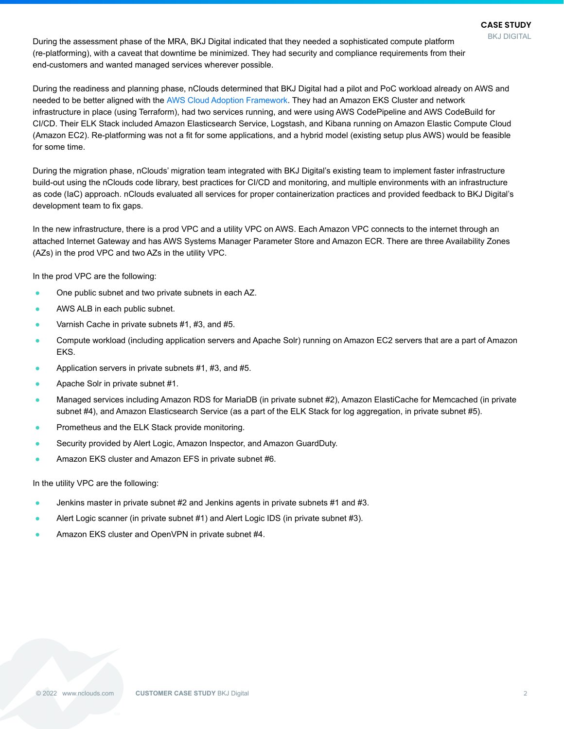During the assessment phase of the MRA, BKJ Digital indicated that they needed a sophisticated compute platform (re-platforming), with a caveat that downtime be minimized. They had security and compliance requirements from their end-customers and wanted managed services wherever possible.

During the readiness and planning phase, nClouds determined that BKJ Digital had a pilot and PoC workload already on AWS and needed to be better aligned with the AWS Cloud Adoption Framework. They had an Amazon EKS Cluster and network infrastructure in place (using Terraform), had two services running, and were using AWS CodePipeline and AWS CodeBuild for CI/CD. Their ELK Stack included Amazon Elasticsearch Service, Logstash, and Kibana running on Amazon Elastic Compute Cloud (Amazon EC2). Re-platforming was not a fit for some applications, and a hybrid model (existing setup plus AWS) would be feasible for some time.

During the migration phase, nClouds' migration team integrated with BKJ Digital's existing team to implement faster infrastructure build-out using the nClouds code library, best practices for CI/CD and monitoring, and multiple environments with an infrastructure as code (IaC) approach. nClouds evaluated all services for proper containerization practices and provided feedback to BKJ Digital's development team to fix gaps.

In the new infrastructure, there is a prod VPC and a utility VPC on AWS. Each Amazon VPC connects to the internet through an attached Internet Gateway and has AWS Systems Manager Parameter Store and Amazon ECR. There are three Availability Zones (AZs) in the prod VPC and two AZs in the utility VPC.

In the prod VPC are the following:

- One public subnet and two private subnets in each AZ.
- AWS ALB in each public subnet.
- Varnish Cache in private subnets #1, #3, and #5.
- Compute workload (including application servers and Apache Solr) running on Amazon EC2 servers that are a part of Amazon EKS.
- Application servers in private subnets #1, #3, and #5.
- Apache Solr in private subnet #1.
- Managed services including Amazon RDS for MariaDB (in private subnet #2), Amazon ElastiCache for Memcached (in private subnet #4), and Amazon Elasticsearch Service (as a part of the ELK Stack for log aggregation, in private subnet #5).
- Prometheus and the ELK Stack provide monitoring.
- Security provided by Alert Logic, Amazon Inspector, and Amazon GuardDuty.
- Amazon EKS cluster and Amazon EFS in private subnet #6.

In the utility VPC are the following:

- Jenkins master in private subnet #2 and Jenkins agents in private subnets #1 and #3.
- Alert Logic scanner (in private subnet #1) and Alert Logic IDS (in private subnet #3).
- Amazon EKS cluster and OpenVPN in private subnet #4.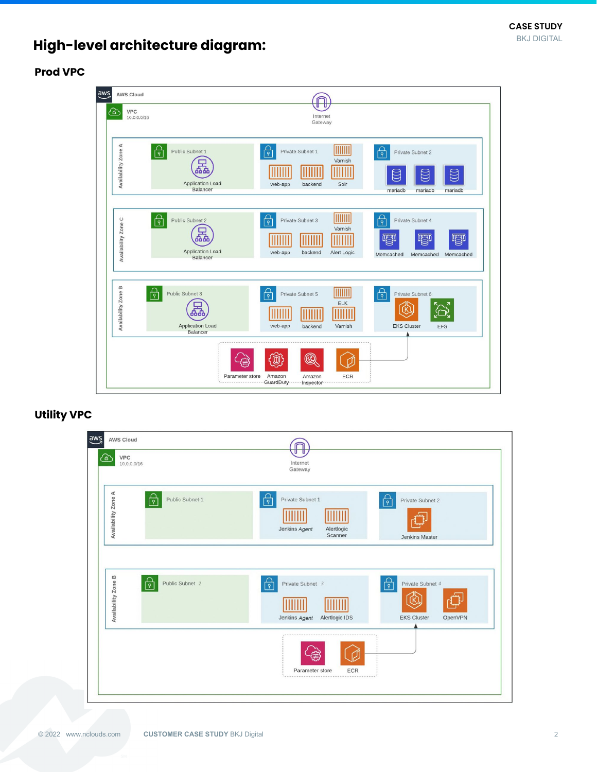## High-level architecture diagram:

### Prod VPC

### Utility VPC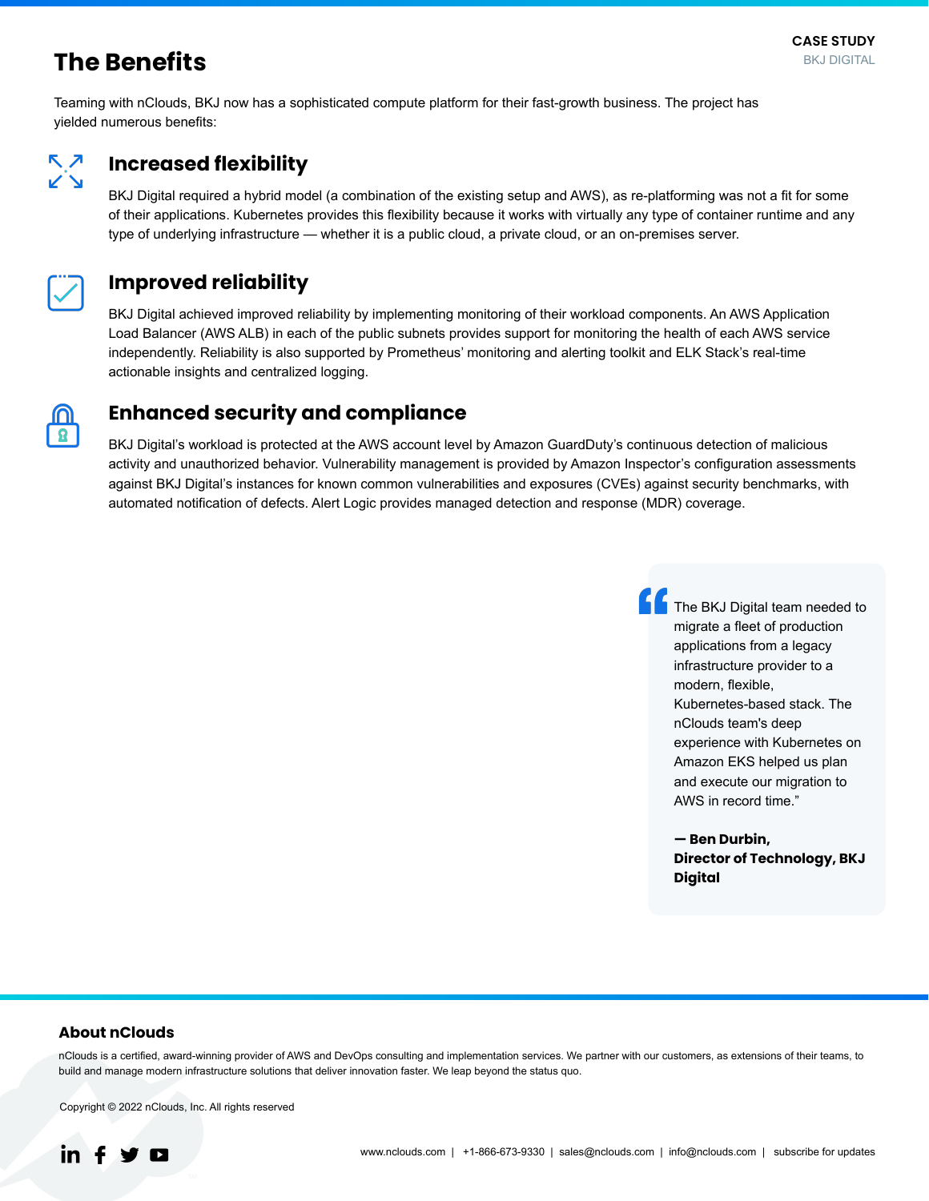## The Benefits

Teaming with nClouds, BKJ now has a sophisticated compute platform for their fast-growth business. The project has yielded numerous benefits:

### Increased flexibility

BKJ Digital required a hybrid model (a combination of the existing setup and AWS), as re-platforming was not a fit for some of their applications. Kubernetes provides this flexibility because it works with virtually any type of container runtime and any type of underlying infrastructure — whether it is a public cloud, a private cloud, or an on-premises server.

### Improved reliability

BKJ Digital achieved improved reliability by implementing monitoring of their workload components. An AWS Application Load Balancer (AWS ALB) in each of the public subnets provides support for monitoring the health of each AWS service independently. Reliability is also supported by Prometheus' monitoring and alerting toolkit and ELK Stack's real-time actionable insights and centralized logging.

### Enhanced security and compliance

BKJ Digital's workload is protected at the AWS account level by Amazon GuardDuty's continuous detection of malicious activity and unauthorized behavior. Vulnerability management is provided by Amazon Inspector's configuration assessments against BKJ Digital's instances for known common vulnerabilities and exposures (CVEs) against security benchmarks, with automated notification of defects. Alert Logic provides managed detection and response (MDR) coverage.

> "The BKJ Digital team needed to migrate a fleet of production applications from a legacy infrastructure provider to a modern, flexible, Kubernetes-based stack. The nClouds team's deep experience with Kubernetes on Amazon EKS helped us plan and execute our migration to AWS in record time."
>
> **— Ben Durbin, Director of Technology, BKJ Digital**

### About nClouds

nClouds is a certified, award-winning provider of AWS and DevOps consulting and implementation services. We partner with our customers, as extensions of their teams, to build and manage modern infrastructure solutions that deliver innovation faster. We leap beyond the status quo.

Copyright © 2022 nClouds, Inc. All rights reserved

www.nclouds.com | +1-866-673-9330 | sales@nclouds.com | info@nclouds.com | subscribe for updates